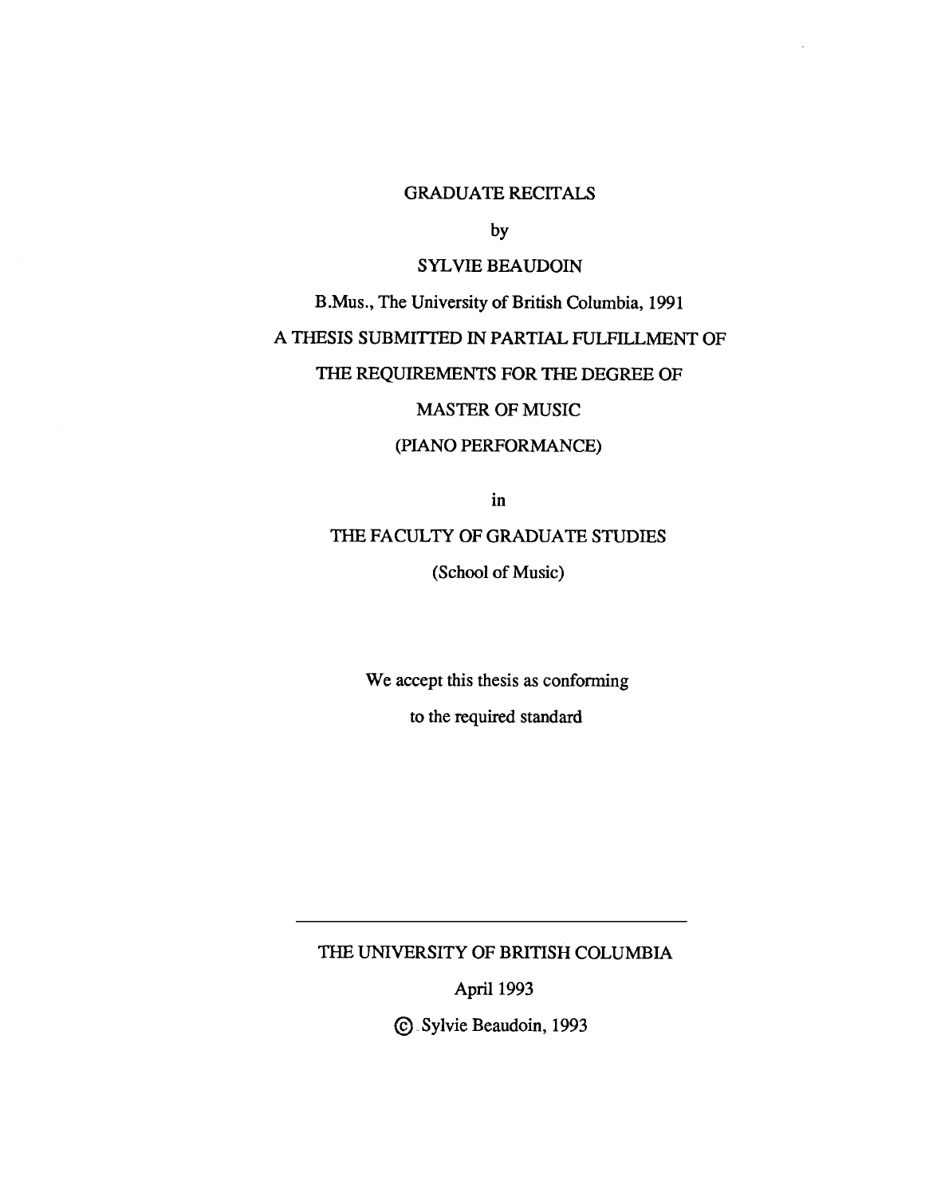# GRADUATE RECITALS

by

SYLVIE BEAUDOIN

B.Mus., The University of British Columbia, 1991

A THESIS SUBMITTED IN PARTIAL FULFILLMENT OF

THE REQUIREMENTS FOR THE DEGREE OF

MASTER OF MUSIC

(PIANO PERFORMANCE)

in

THE FACULTY OF GRADUATE STUDIES

(School of Music)

We accept this thesis as conforming

to the required standard

---

THE UNIVERSITY OF BRITISH COLUMBIA

April 1993

© Sylvie Beaudoin, 1993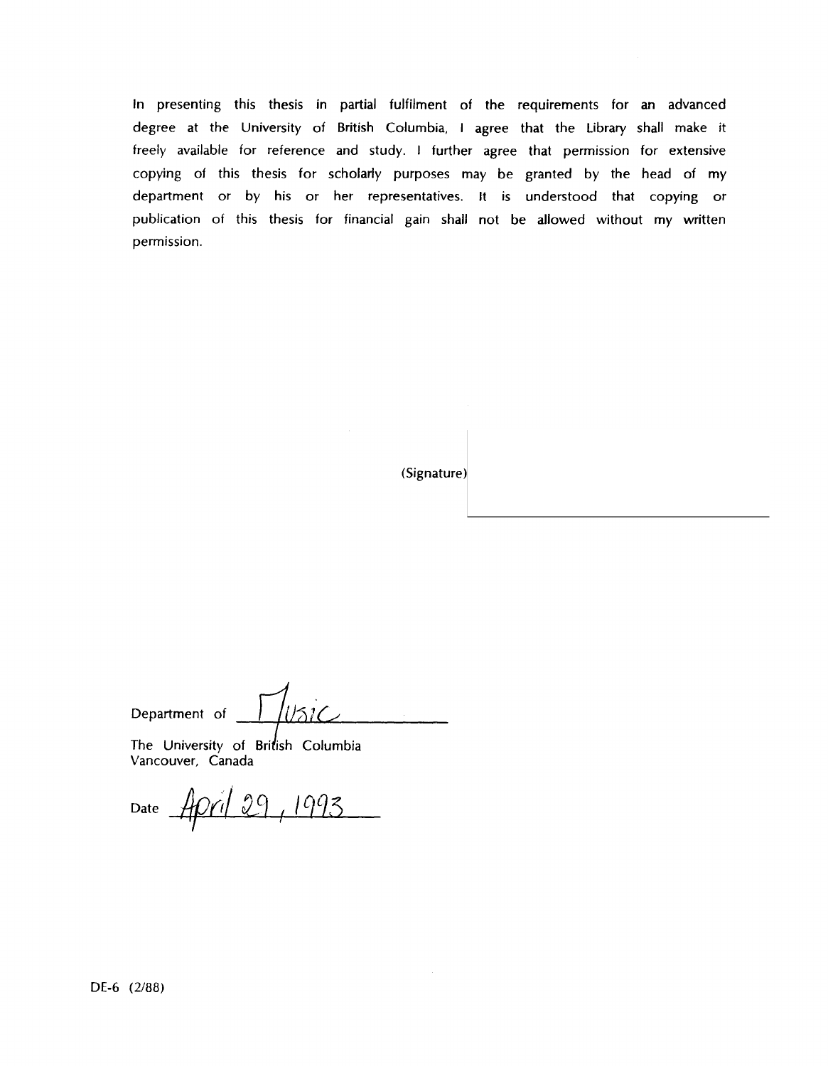In presenting this thesis in partial fulfilment of the requirements for an advanced degree at the University of British Columbia, I agree that the Library shall make it freely available for reference and study. I further agree that permission for extensive copying of this thesis for scholarly purposes may be granted by the head of my department or by his or her representatives. It is understood that copying or publication of this thesis for financial gain shall not be allowed without my written permission.

(Signature)

Department of Music

The University of British Columbia
Vancouver, Canada

Date April 29, 1993

DE-6 (2/88)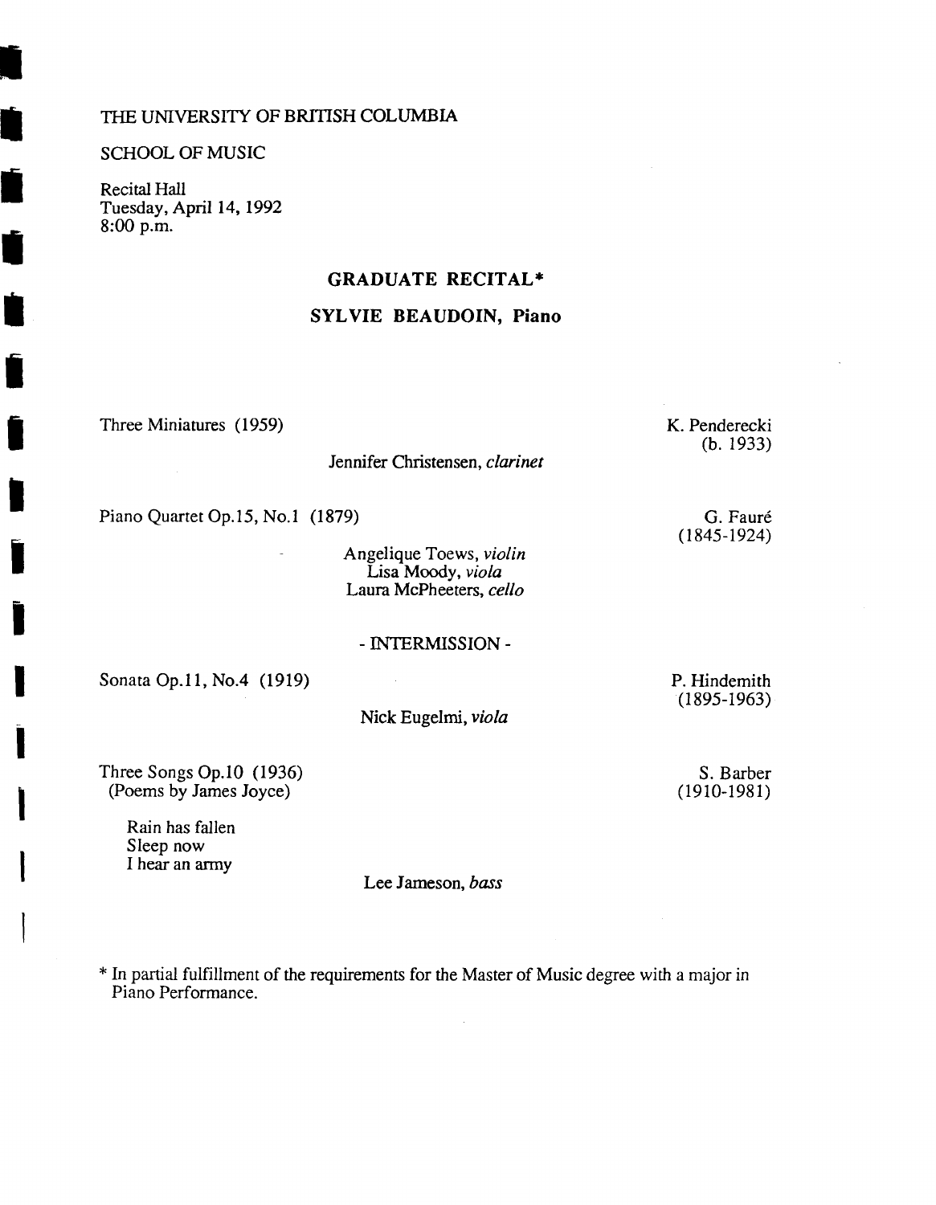THE UNIVERSITY OF BRITISH COLUMBIA

SCHOOL OF MUSIC

Recital Hall
Tuesday, April 14, 1992
8:00 p.m.

## GRADUATE RECITAL*

## SYLVIE BEAUDOIN, Piano

Three Miniatures (1959) — K. Penderecki (b. 1933)

Jennifer Christensen, *clarinet*

Piano Quartet Op.15, No.1 (1879) — G. Fauré (1845-1924)

Angelique Toews, *violin*
Lisa Moody, *viola*
Laura McPheeters, *cello*

- INTERMISSION -

Sonata Op.11, No.4 (1919) — P. Hindemith (1895-1963)

Nick Eugelmi, *viola*

Three Songs Op.10 (1936) — S. Barber (1910-1981)
(Poems by James Joyce)

Rain has fallen
Sleep now
I hear an army

Lee Jameson, *bass*

* In partial fulfillment of the requirements for the Master of Music degree with a major in Piano Performance.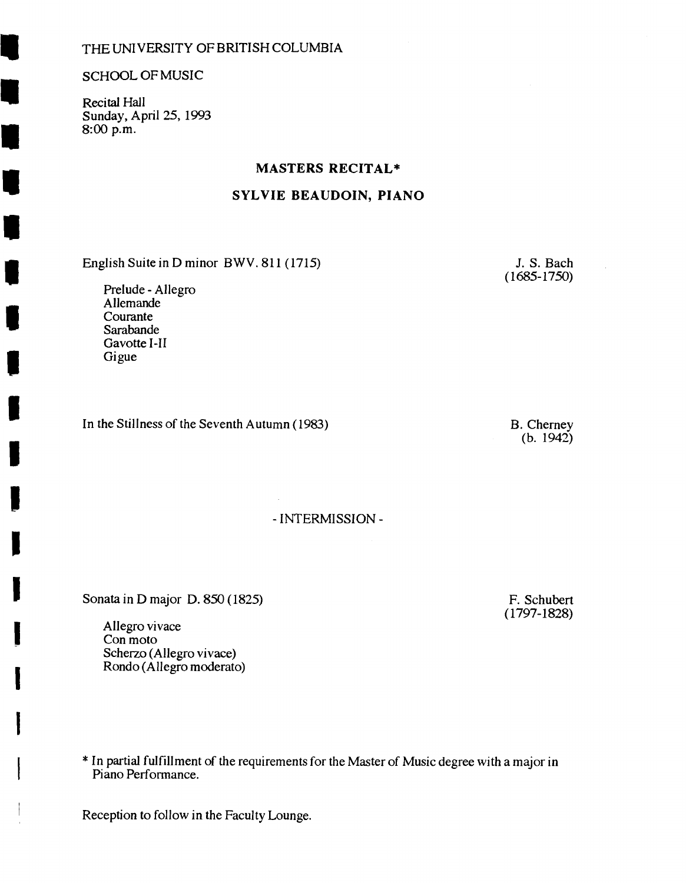THE UNIVERSITY OF BRITISH COLUMBIA

SCHOOL OF MUSIC

Recital Hall
Sunday, April 25, 1993
8:00 p.m.

## MASTERS RECITAL*

## SYLVIE BEAUDOIN, PIANO

English Suite in D minor BWV. 811 (1715) — J. S. Bach (1685-1750)

- Prelude - Allegro
- Allemande
- Courante
- Sarabande
- Gavotte I-II
- Gigue

In the Stillness of the Seventh Autumn (1983) — B. Cherney (b. 1942)

- INTERMISSION -

Sonata in D major D. 850 (1825) — F. Schubert (1797-1828)

- Allegro vivace
- Con moto
- Scherzo (Allegro vivace)
- Rondo (Allegro moderato)

* In partial fulfillment of the requirements for the Master of Music degree with a major in Piano Performance.

Reception to follow in the Faculty Lounge.